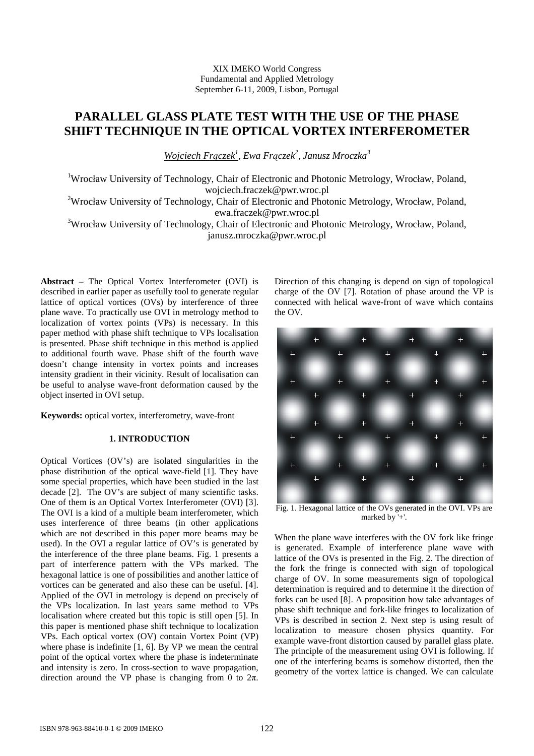XIX IMEKO World Congress
Fundamental and Applied Metrology
September 6-11, 2009, Lisbon, Portugal

# PARALLEL GLASS PLATE TEST WITH THE USE OF THE PHASE SHIFT TECHNIQUE IN THE OPTICAL VORTEX INTERFEROMETER

*Wojciech Frączek[1], Ewa Frączek[2], Janusz Mroczka[3]*

[1]Wrocław University of Technology, Chair of Electronic and Photonic Metrology, Wrocław, Poland, wojciech.fraczek@pwr.wroc.pl
[2]Wrocław University of Technology, Chair of Electronic and Photonic Metrology, Wrocław, Poland, ewa.fraczek@pwr.wroc.pl
[3]Wrocław University of Technology, Chair of Electronic and Photonic Metrology, Wrocław, Poland, janusz.mroczka@pwr.wroc.pl

**Abstract –** The Optical Vortex Interferometer (OVI) is described in earlier paper as usefully tool to generate regular lattice of optical vortices (OVs) by interference of three plane wave. To practically use OVI in metrology method to localization of vortex points (VPs) is necessary. In this paper method with phase shift technique to VPs localisation is presented. Phase shift technique in this method is applied to additional fourth wave. Phase shift of the fourth wave doesn't change intensity in vortex points and increases intensity gradient in their vicinity. Result of localisation can be useful to analyse wave-front deformation caused by the object inserted in OVI setup.

**Keywords:** optical vortex, interferometry, wave-front

## 1. INTRODUCTION

Optical Vortices (OV's) are isolated singularities in the phase distribution of the optical wave-field [1]. They have some special properties, which have been studied in the last decade [2]. The OV's are subject of many scientific tasks. One of them is an Optical Vortex Interferometer (OVI) [3]. The OVI is a kind of a multiple beam interferometer, which uses interference of three beams (in other applications which are not described in this paper more beams may be used). In the OVI a regular lattice of OV's is generated by the interference of the three plane beams. Fig. 1 presents a part of interference pattern with the VPs marked. The hexagonal lattice is one of possibilities and another lattice of vortices can be generated and also these can be useful. [4]. Applied of the OVI in metrology is depend on precisely of the VPs localization. In last years same method to VPs localisation where created but this topic is still open [5]. In this paper is mentioned phase shift technique to localization VPs. Each optical vortex (OV) contain Vortex Point (VP) where phase is indefinite [1, 6]. By VP we mean the central point of the optical vortex where the phase is indeterminate and intensity is zero. In cross-section to wave propagation, direction around the VP phase is changing from 0 to $2\pi$. Direction of this changing is depend on sign of topological charge of the OV [7]. Rotation of phase around the VP is connected with helical wave-front of wave which contains the OV.

Fig. 1. Hexagonal lattice of the OVs generated in the OVI. VPs are marked by '+'.

When the plane wave interferes with the OV fork like fringe is generated. Example of interference plane wave with lattice of the OVs is presented in the Fig. 2. The direction of the fork the fringe is connected with sign of topological charge of OV. In some measurements sign of topological determination is required and to determine it the direction of forks can be used [8]. A proposition how take advantages of phase shift technique and fork-like fringes to localization of VPs is described in section 2. Next step is using result of localization to measure chosen physics quantity. For example wave-front distortion caused by parallel glass plate. The principle of the measurement using OVI is following. If one of the interfering beams is somehow distorted, then the geometry of the vortex lattice is changed. We can calculate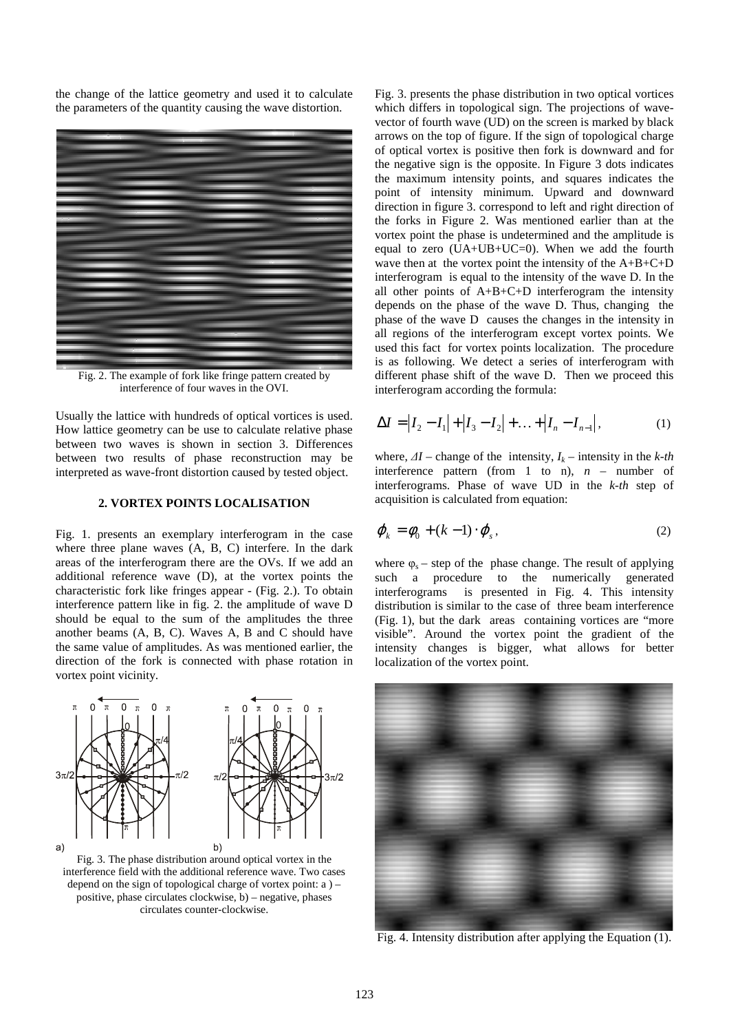the change of the lattice geometry and used it to calculate the parameters of the quantity causing the wave distortion.

Fig. 2. The example of fork like fringe pattern created by interference of four waves in the OVI.

Usually the lattice with hundreds of optical vortices is used. How lattice geometry can be use to calculate relative phase between two waves is shown in section 3. Differences between two results of phase reconstruction may be interpreted as wave-front distortion caused by tested object.

## 2. VORTEX POINTS LOCALISATION

Fig. 1. presents an exemplary interferogram in the case where three plane waves (A, B, C) interfere. In the dark areas of the interferogram there are the OVs. If we add an additional reference wave (D), at the vortex points the characteristic fork like fringes appear - (Fig. 2.). To obtain interference pattern like in fig. 2. the amplitude of wave D should be equal to the sum of the amplitudes the three another beams (A, B, C). Waves A, B and C should have the same value of amplitudes. As was mentioned earlier, the direction of the fork is connected with phase rotation in vortex point vicinity.

Fig. 3. The phase distribution around optical vortex in the interference field with the additional reference wave. Two cases depend on the sign of topological charge of vortex point: a ) – positive, phase circulates clockwise, b) – negative, phases circulates counter-clockwise.

Fig. 3. presents the phase distribution in two optical vortices which differs in topological sign. The projections of wave-vector of fourth wave (UD) on the screen is marked by black arrows on the top of figure. If the sign of topological charge of optical vortex is positive then fork is downward and for the negative sign is the opposite. In Figure 3 dots indicates the maximum intensity points, and squares indicates the point of intensity minimum. Upward and downward direction in figure 3. correspond to left and right direction of the forks in Figure 2. Was mentioned earlier than at the vortex point the phase is undetermined and the amplitude is equal to zero (UA+UB+UC=0). When we add the fourth wave then at the vortex point the intensity of the A+B+C+D interferogram is equal to the intensity of the wave D. In the all other points of A+B+C+D interferogram the intensity depends on the phase of the wave D. Thus, changing the phase of the wave D causes the changes in the intensity in all regions of the interferogram except vortex points. We used this fact for vortex points localization. The procedure is as following. We detect a series of interferogram with different phase shift of the wave D. Then we proceed this interferogram according the formula:

$$\Delta I = \left|I_2 - I_1\right| + \left|I_3 - I_2\right| + \ldots + \left|I_n - I_{n-1}\right|, \tag{1}$$

where, $\Delta I$ – change of the intensity, $I_k$ – intensity in the *k-th* interference pattern (from 1 to n), $n$ – number of interferograms. Phase of wave UD in the *k-th* step of acquisition is calculated from equation:

$$\varphi_k = \phi_0 + (k-1)\cdot\varphi_s, \tag{2}$$

where $\varphi_s$ – step of the phase change. The result of applying such a procedure to the numerically generated interferograms is presented in Fig. 4. This intensity distribution is similar to the case of three beam interference (Fig. 1), but the dark areas containing vortices are "more visible". Around the vortex point the gradient of the intensity changes is bigger, what allows for better localization of the vortex point.

Fig. 4. Intensity distribution after applying the Equation (1).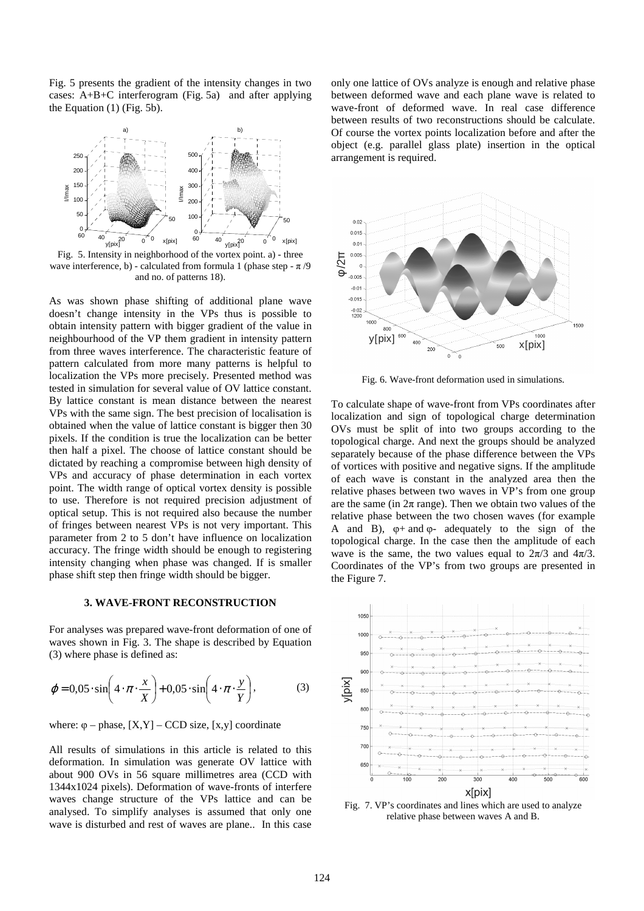Fig. 5 presents the gradient of the intensity changes in two cases: A+B+C interferogram (Fig. 5a) and after applying the Equation (1) (Fig. 5b).

Fig. 5. Intensity in neighborhood of the vortex point. a) - three wave interference, b) - calculated from formula 1 (phase step - $\pi$ /9 and no. of patterns 18).

As was shown phase shifting of additional plane wave doesn't change intensity in the VPs thus is possible to obtain intensity pattern with bigger gradient of the value in neighbourhood of the VP them gradient in intensity pattern from three waves interference. The characteristic feature of pattern calculated from more many patterns is helpful to localization the VPs more precisely. Presented method was tested in simulation for several value of OV lattice constant. By lattice constant is mean distance between the nearest VPs with the same sign. The best precision of localisation is obtained when the value of lattice constant is bigger then 30 pixels. If the condition is true the localization can be better then half a pixel. The choose of lattice constant should be dictated by reaching a compromise between high density of VPs and accuracy of phase determination in each vortex point. The width range of optical vortex density is possible to use. Therefore is not required precision adjustment of optical setup. This is not required also because the number of fringes between nearest VPs is not very important. This parameter from 2 to 5 don't have influence on localization accuracy. The fringe width should be enough to registering intensity changing when phase was changed. If is smaller phase shift step then fringe width should be bigger.

### 3. WAVE-FRONT RECONSTRUCTION

For analyses was prepared wave-front deformation of one of waves shown in Fig. 3. The shape is described by Equation (3) where phase is defined as:

$$\varphi = 0{,}05 \cdot \sin\left(4 \cdot \pi \cdot \frac{x}{X}\right) + 0{,}05 \cdot \sin\left(4 \cdot \pi \cdot \frac{y}{Y}\right), \tag{3}$$

where: $\varphi$ – phase, $[X,Y]$ – CCD size, $[x,y]$ coordinate

All results of simulations in this article is related to this deformation. In simulation was generate OV lattice with about 900 OVs in 56 square millimetres area (CCD with 1344x1024 pixels). Deformation of wave-fronts of interfere waves change structure of the VPs lattice and can be analysed. To simplify analyses is assumed that only one wave is disturbed and rest of waves are plane.. In this case only one lattice of OVs analyze is enough and relative phase between deformed wave and each plane wave is related to wave-front of deformed wave. In real case difference between results of two reconstructions should be calculate. Of course the vortex points localization before and after the object (e.g. parallel glass plate) insertion in the optical arrangement is required.

Fig. 6. Wave-front deformation used in simulations.

To calculate shape of wave-front from VPs coordinates after localization and sign of topological charge determination OVs must be split of into two groups according to the topological charge. And next the groups should be analyzed separately because of the phase difference between the VPs of vortices with positive and negative signs. If the amplitude of each wave is constant in the analyzed area then the relative phases between two waves in VP's from one group are the same (in $2\pi$ range). Then we obtain two values of the relative phase between the two chosen waves (for example A and B), $\varphi+$ and $\varphi-$ adequately to the sign of the topological charge. In the case then the amplitude of each wave is the same, the two values equal to $2\pi/3$ and $4\pi/3$. Coordinates of the VP's from two groups are presented in the Figure 7.

Fig. 7. VP's coordinates and lines which are used to analyze relative phase between waves A and B.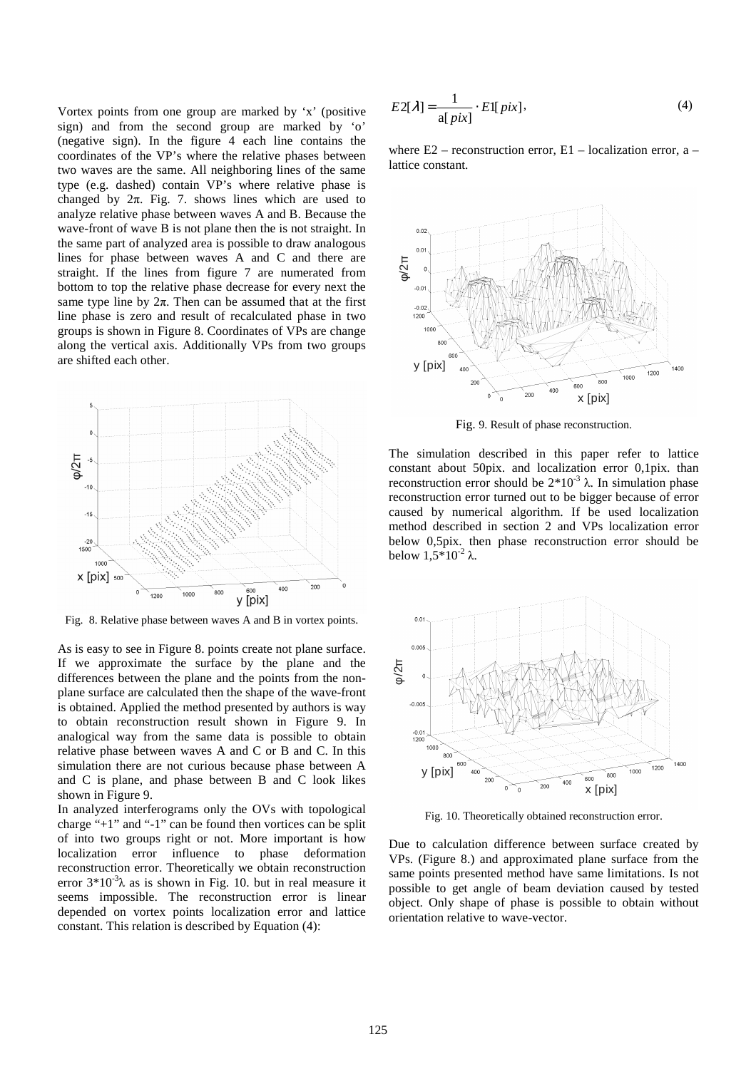Vortex points from one group are marked by 'x' (positive sign) and from the second group are marked by 'o' (negative sign). In the figure 4 each line contains the coordinates of the VP's where the relative phases between two waves are the same. All neighboring lines of the same type (e.g. dashed) contain VP's where relative phase is changed by $2\pi$. Fig. 7. shows lines which are used to analyze relative phase between waves A and B. Because the wave-front of wave B is not plane then the is not straight. In the same part of analyzed area is possible to draw analogous lines for phase between waves A and C and there are straight. If the lines from figure 7 are numerated from bottom to top the relative phase decrease for every next the same type line by $2\pi$. Then can be assumed that at the first line phase is zero and result of recalculated phase in two groups is shown in Figure 8. Coordinates of VPs are change along the vertical axis. Additionally VPs from two groups are shifted each other.

Fig. 8. Relative phase between waves A and B in vortex points.

As is easy to see in Figure 8. points create not plane surface. If we approximate the surface by the plane and the differences between the plane and the points from the non-plane surface are calculated then the shape of the wave-front is obtained. Applied the method presented by authors is way to obtain reconstruction result shown in Figure 9. In analogical way from the same data is possible to obtain relative phase between waves A and C or B and C. In this simulation there are not curious because phase between A and C is plane, and phase between B and C look likes shown in Figure 9.

In analyzed interferograms only the OVs with topological charge "+1" and "-1" can be found then vortices can be split of into two groups right or not. More important is how localization error influence to phase deformation reconstruction error. Theoretically we obtain reconstruction error $3*10^{-3}\lambda$ as is shown in Fig. 10. but in real measure it seems impossible. The reconstruction error is linear depended on vortex points localization error and lattice constant. This relation is described by Equation (4):

$$E2[\lambda] = \frac{1}{a[pix]} \cdot E1[pix], \tag{4}$$

where E2 – reconstruction error, E1 – localization error, a – lattice constant.

Fig. 9. Result of phase reconstruction.

The simulation described in this paper refer to lattice constant about 50pix. and localization error 0,1pix. than reconstruction error should be $2*10^{-3}$ $\lambda$. In simulation phase reconstruction error turned out to be bigger because of error caused by numerical algorithm. If be used localization method described in section 2 and VPs localization error below 0,5pix. then phase reconstruction error should be below $1{,}5*10^{-2}$ $\lambda$.

Fig. 10. Theoretically obtained reconstruction error.

Due to calculation difference between surface created by VPs. (Figure 8.) and approximated plane surface from the same points presented method have same limitations. Is not possible to get angle of beam deviation caused by tested object. Only shape of phase is possible to obtain without orientation relative to wave-vector.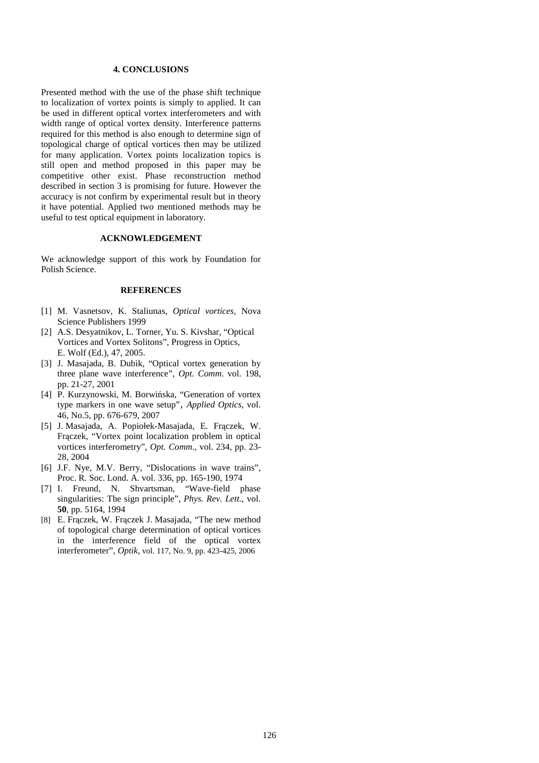## 4. CONCLUSIONS

Presented method with the use of the phase shift technique to localization of vortex points is simply to applied. It can be used in different optical vortex interferometers and with width range of optical vortex density. Interference patterns required for this method is also enough to determine sign of topological charge of optical vortices then may be utilized for many application. Vortex points localization topics is still open and method proposed in this paper may be competitive other exist. Phase reconstruction method described in section 3 is promising for future. However the accuracy is not confirm by experimental result but in theory it have potential. Applied two mentioned methods may be useful to test optical equipment in laboratory.

## ACKNOWLEDGEMENT

We acknowledge support of this work by Foundation for Polish Science.

## REFERENCES

[1] M. Vasnetsov, K. Staliunas, *Optical vortices*, Nova Science Publishers 1999

[2] A.S. Desyatnikov, L. Torner, Yu. S. Kivshar, "Optical Vortices and Vortex Solitons", Progress in Optics, E. Wolf (Ed.), 47, 2005.

[3] J. Masajada, B. Dubik, "Optical vortex generation by three plane wave interference", *Opt. Comm*. vol. 198, pp. 21-27, 2001

[4] P. Kurzynowski, M. Borwińska, "Generation of vortex type markers in one wave setup", *Applied Optics*, vol. 46, No.5, pp. 676-679, 2007

[5] J. Masajada, A. Popiołek-Masajada, E. Frączek, W. Frączek, "Vortex point localization problem in optical vortices interferometry", *Opt. Comm*., vol. 234, pp. 23-28, 2004

[6] J.F. Nye, M.V. Berry, "Dislocations in wave trains", Proc. R. Soc. Lond. A. vol. 336, pp. 165-190, 1974

[7] I. Freund, N. Shvartsman, "Wave-field phase singularities: The sign principle", *Phys. Rev. Lett*., vol. **50**, pp. 5164, 1994

[8] E. Frączek, W. Frączek J. Masajada, "The new method of topological charge determination of optical vortices in the interference field of the optical vortex interferometer", *Optik*, vol. 117, No. 9, pp. 423-425, 2006